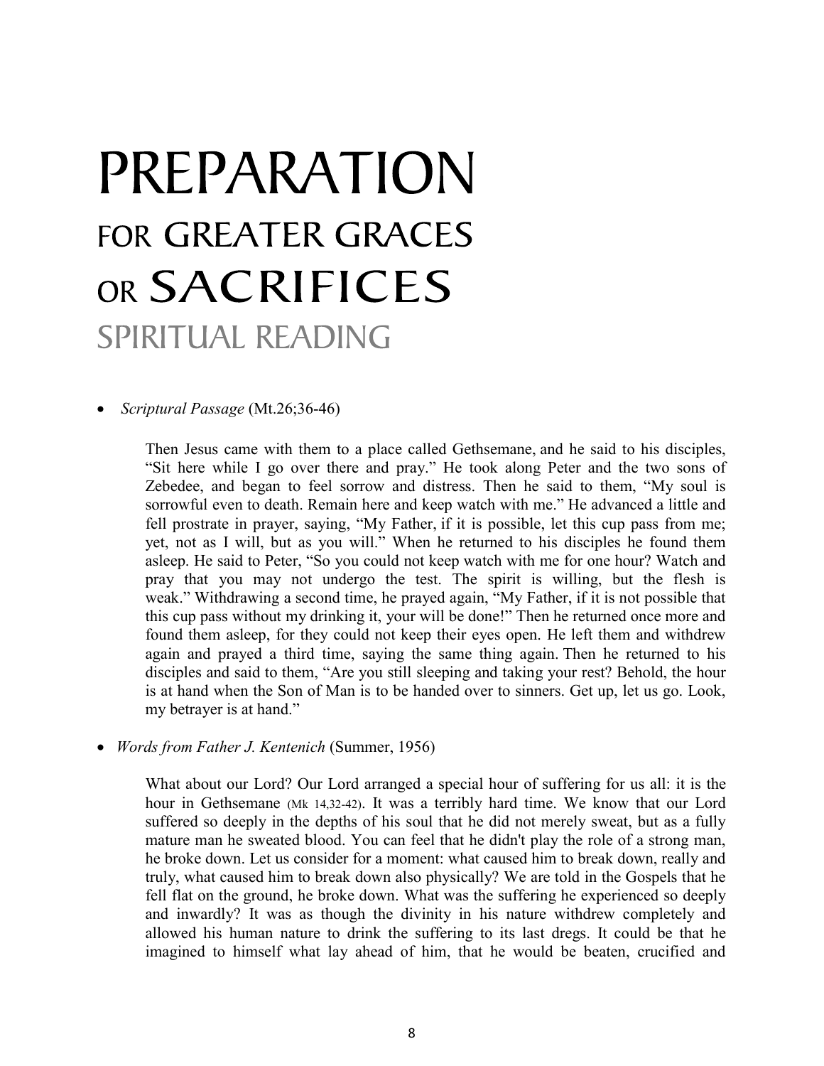# PREPARATION
## FOR GREATER GRACES
## OR SACRIFICES
### SPIRITUAL READING

- *Scriptural Passage* (Mt.26;36-46)

  Then Jesus came with them to a place called Gethsemane, and he said to his disciples, "Sit here while I go over there and pray." He took along Peter and the two sons of Zebedee, and began to feel sorrow and distress. Then he said to them, "My soul is sorrowful even to death. Remain here and keep watch with me." He advanced a little and fell prostrate in prayer, saying, "My Father, if it is possible, let this cup pass from me; yet, not as I will, but as you will." When he returned to his disciples he found them asleep. He said to Peter, "So you could not keep watch with me for one hour? Watch and pray that you may not undergo the test. The spirit is willing, but the flesh is weak." Withdrawing a second time, he prayed again, "My Father, if it is not possible that this cup pass without my drinking it, your will be done!" Then he returned once more and found them asleep, for they could not keep their eyes open. He left them and withdrew again and prayed a third time, saying the same thing again. Then he returned to his disciples and said to them, "Are you still sleeping and taking your rest? Behold, the hour is at hand when the Son of Man is to be handed over to sinners. Get up, let us go. Look, my betrayer is at hand."

- *Words from Father J. Kentenich* (Summer, 1956)

  What about our Lord? Our Lord arranged a special hour of suffering for us all: it is the hour in Gethsemane (Mk 14,32-42). It was a terribly hard time. We know that our Lord suffered so deeply in the depths of his soul that he did not merely sweat, but as a fully mature man he sweated blood. You can feel that he didn't play the role of a strong man, he broke down. Let us consider for a moment: what caused him to break down, really and truly, what caused him to break down also physically? We are told in the Gospels that he fell flat on the ground, he broke down. What was the suffering he experienced so deeply and inwardly? It was as though the divinity in his nature withdrew completely and allowed his human nature to drink the suffering to its last dregs. It could be that he imagined to himself what lay ahead of him, that he would be beaten, crucified and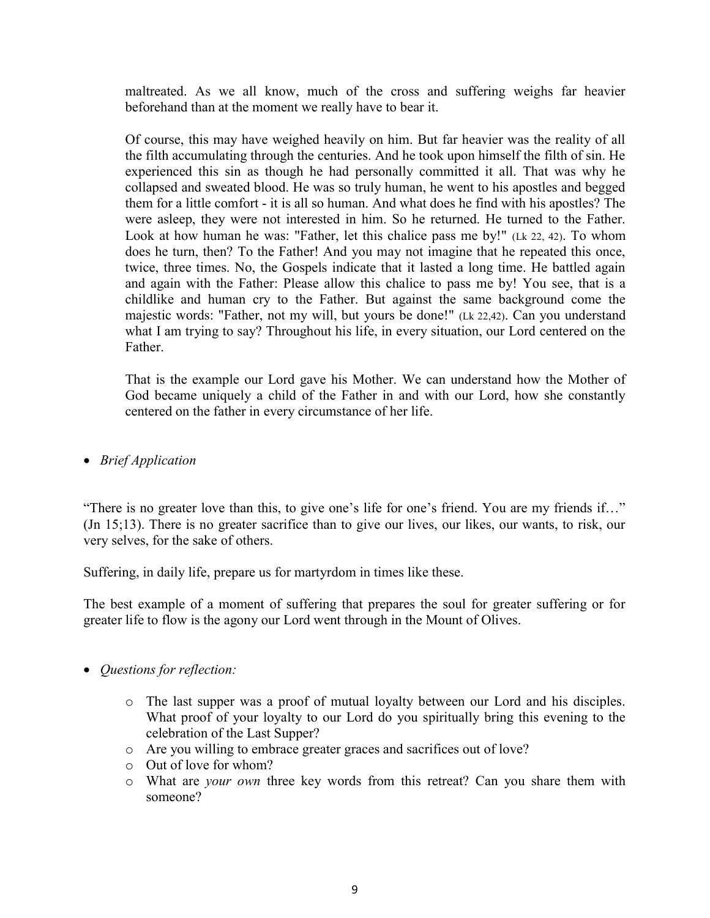maltreated. As we all know, much of the cross and suffering weighs far heavier beforehand than at the moment we really have to bear it.

Of course, this may have weighed heavily on him. But far heavier was the reality of all the filth accumulating through the centuries. And he took upon himself the filth of sin. He experienced this sin as though he had personally committed it all. That was why he collapsed and sweated blood. He was so truly human, he went to his apostles and begged them for a little comfort - it is all so human. And what does he find with his apostles? The were asleep, they were not interested in him. So he returned. He turned to the Father. Look at how human he was: "Father, let this chalice pass me by!" (Lk 22, 42). To whom does he turn, then? To the Father! And you may not imagine that he repeated this once, twice, three times. No, the Gospels indicate that it lasted a long time. He battled again and again with the Father: Please allow this chalice to pass me by! You see, that is a childlike and human cry to the Father. But against the same background come the majestic words: "Father, not my will, but yours be done!" (Lk 22,42). Can you understand what I am trying to say? Throughout his life, in every situation, our Lord centered on the Father.

That is the example our Lord gave his Mother. We can understand how the Mother of God became uniquely a child of the Father in and with our Lord, how she constantly centered on the father in every circumstance of her life.

- *Brief Application*

“There is no greater love than this, to give one’s life for one’s friend. You are my friends if…” (Jn 15;13). There is no greater sacrifice than to give our lives, our likes, our wants, to risk, our very selves, for the sake of others.

Suffering, in daily life, prepare us for martyrdom in times like these.

The best example of a moment of suffering that prepares the soul for greater suffering or for greater life to flow is the agony our Lord went through in the Mount of Olives.

- *Questions for reflection:*
    - The last supper was a proof of mutual loyalty between our Lord and his disciples. What proof of your loyalty to our Lord do you spiritually bring this evening to the celebration of the Last Supper?
    - Are you willing to embrace greater graces and sacrifices out of love?
    - Out of love for whom?
    - What are *your own* three key words from this retreat? Can you share them with someone?